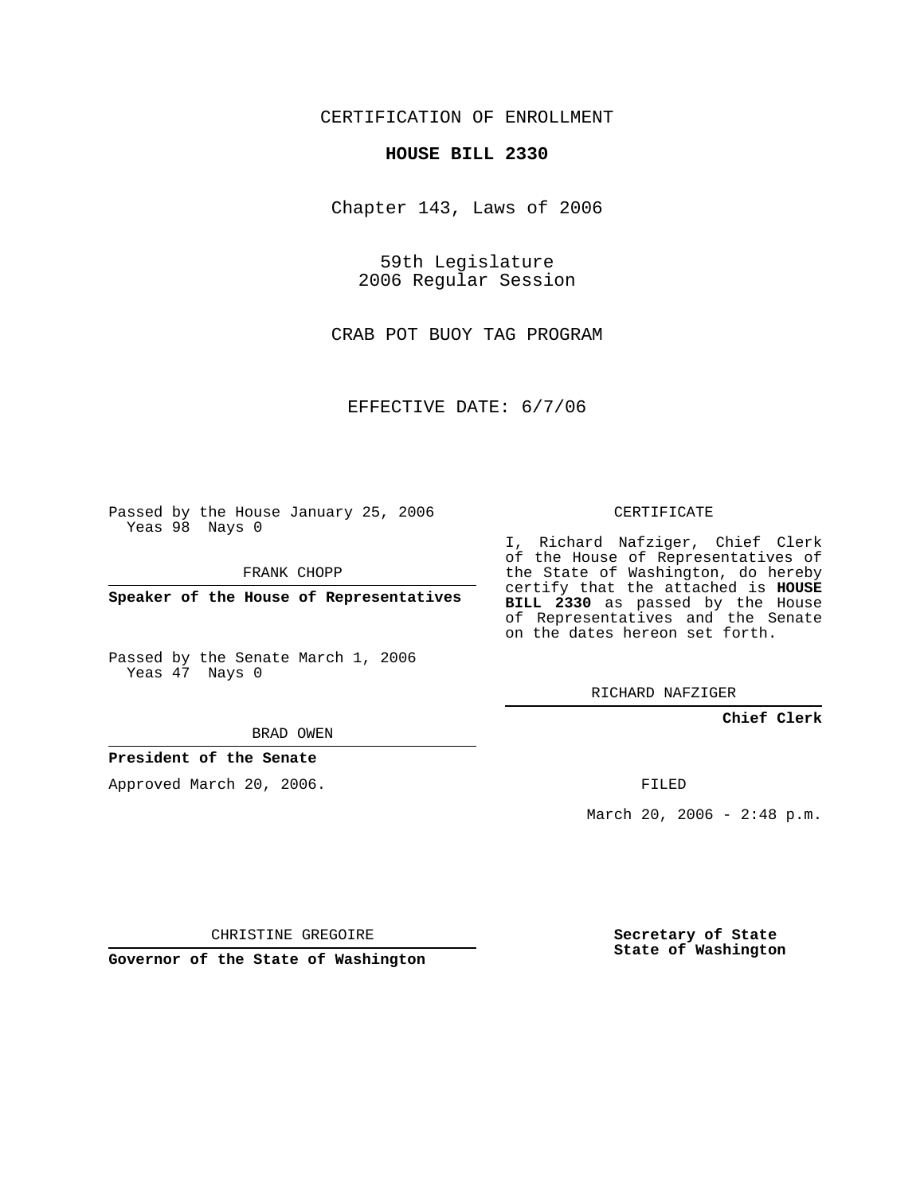CERTIFICATION OF ENROLLMENT

**HOUSE BILL 2330**

Chapter 143, Laws of 2006

59th Legislature
2006 Regular Session

CRAB POT BUOY TAG PROGRAM

EFFECTIVE DATE: 6/7/06

Passed by the House January 25, 2006
Yeas 98 Nays 0

FRANK CHOPP

**Speaker of the House of Representatives**

Passed by the Senate March 1, 2006
Yeas 47 Nays 0

BRAD OWEN

**President of the Senate**

Approved March 20, 2006.

CHRISTINE GREGOIRE

**Governor of the State of Washington**

CERTIFICATE

I, Richard Nafziger, Chief Clerk of the House of Representatives of the State of Washington, do hereby certify that the attached is **HOUSE BILL 2330** as passed by the House of Representatives and the Senate on the dates hereon set forth.

RICHARD NAFZIGER

**Chief Clerk**

FILED

March 20, 2006 - 2:48 p.m.

**Secretary of State**
**State of Washington**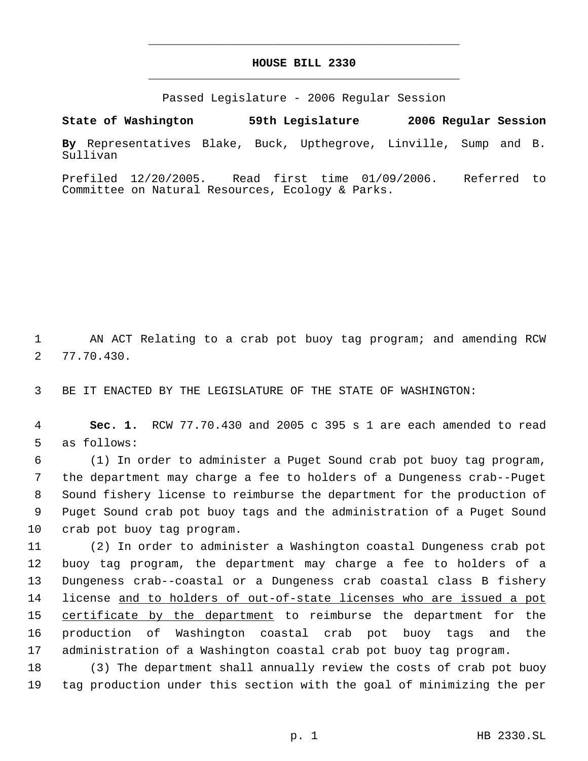# HOUSE BILL 2330

Passed Legislature - 2006 Regular Session

**State of Washington 59th Legislature 2006 Regular Session**

**By** Representatives Blake, Buck, Upthegrove, Linville, Sump and B. Sullivan

Prefiled 12/20/2005. Read first time 01/09/2006. Referred to Committee on Natural Resources, Ecology & Parks.

1 AN ACT Relating to a crab pot buoy tag program; and amending RCW
2 77.70.430.

3 BE IT ENACTED BY THE LEGISLATURE OF THE STATE OF WASHINGTON:

4 **Sec. 1.** RCW 77.70.430 and 2005 c 395 s 1 are each amended to read
5 as follows:

6 (1) In order to administer a Puget Sound crab pot buoy tag program,
7 the department may charge a fee to holders of a Dungeness crab--Puget
8 Sound fishery license to reimburse the department for the production of
9 Puget Sound crab pot buoy tags and the administration of a Puget Sound
10 crab pot buoy tag program.

11 (2) In order to administer a Washington coastal Dungeness crab pot
12 buoy tag program, the department may charge a fee to holders of a
13 Dungeness crab--coastal or a Dungeness crab coastal class B fishery
14 license <u>and to holders of out-of-state licenses who are issued a pot</u>
15 <u>certificate by the department</u> to reimburse the department for the
16 production of Washington coastal crab pot buoy tags and the
17 administration of a Washington coastal crab pot buoy tag program.

18 (3) The department shall annually review the costs of crab pot buoy
19 tag production under this section with the goal of minimizing the per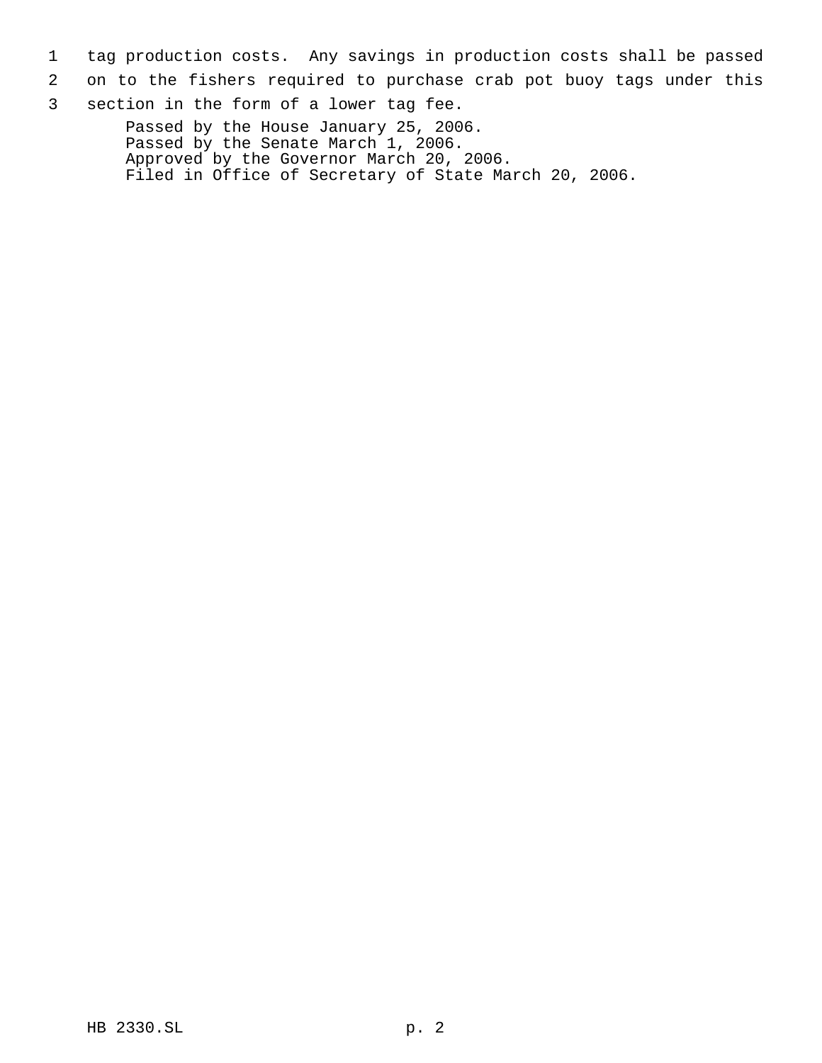tag production costs. Any savings in production costs shall be passed on to the fishers required to purchase crab pot buoy tags under this section in the form of a lower tag fee.

Passed by the House January 25, 2006.
Passed by the Senate March 1, 2006.
Approved by the Governor March 20, 2006.
Filed in Office of Secretary of State March 20, 2006.